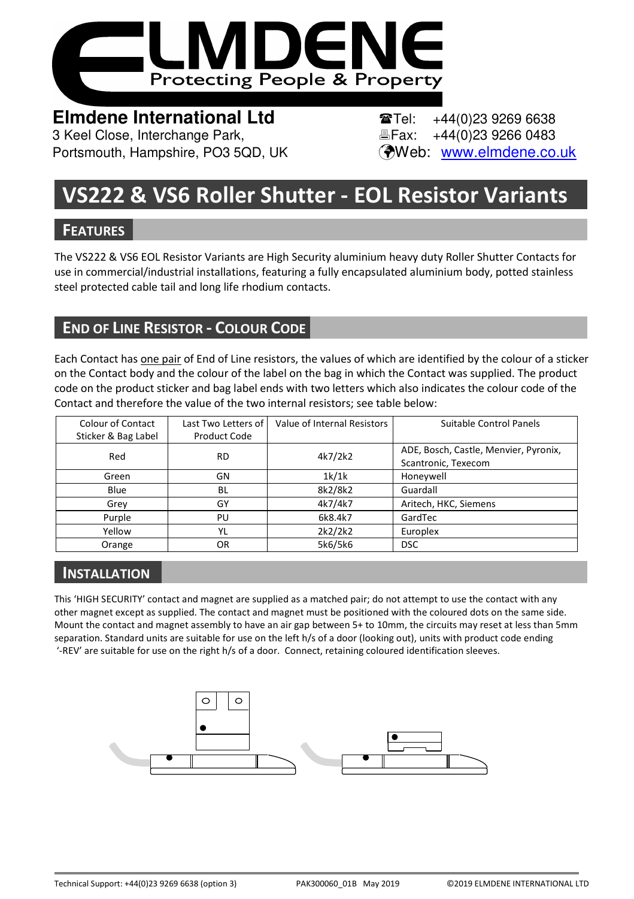# ELMDENE

Protecting People & Property

**Elmdene International Ltd**
3 Keel Close, Interchange Park,
Portsmouth, Hampshire, PO3 5QD, UK

Tel: +44(0)23 9269 6638
Fax: +44(0)23 9266 0483
Web: www.elmdene.co.uk

# VS222 & VS6 Roller Shutter - EOL Resistor Variants

## FEATURES

The VS222 & VS6 EOL Resistor Variants are High Security aluminium heavy duty Roller Shutter Contacts for use in commercial/industrial installations, featuring a fully encapsulated aluminium body, potted stainless steel protected cable tail and long life rhodium contacts.

## END OF LINE RESISTOR - COLOUR CODE

Each Contact has one pair of End of Line resistors, the values of which are identified by the colour of a sticker on the Contact body and the colour of the label on the bag in which the Contact was supplied. The product code on the product sticker and bag label ends with two letters which also indicates the colour code of the Contact and therefore the value of the two internal resistors; see table below:

| Colour of Contact Sticker & Bag Label | Last Two Letters of Product Code | Value of Internal Resistors | Suitable Control Panels |
|---|---|---|---|
| Red | RD | 4k7/2k2 | ADE, Bosch, Castle, Menvier, Pyronix, Scantronic, Texecom |
| Green | GN | 1k/1k | Honeywell |
| Blue | BL | 8k2/8k2 | Guardall |
| Grey | GY | 4k7/4k7 | Aritech, HKC, Siemens |
| Purple | PU | 6k8.4k7 | GardTec |
| Yellow | YL | 2k2/2k2 | Europlex |
| Orange | OR | 5k6/5k6 | DSC |

## INSTALLATION

This 'HIGH SECURITY' contact and magnet are supplied as a matched pair; do not attempt to use the contact with any other magnet except as supplied. The contact and magnet must be positioned with the coloured dots on the same side. Mount the contact and magnet assembly to have an air gap between 5+ to 10mm, the circuits may reset at less than 5mm separation. Standard units are suitable for use on the left h/s of a door (looking out), units with product code ending '-REV' are suitable for use on the right h/s of a door. Connect, retaining coloured identification sleeves.

Technical Support: +44(0)23 9269 6638 (option 3) PAK300060_01B May 2019 ©2019 ELMDENE INTERNATIONAL LTD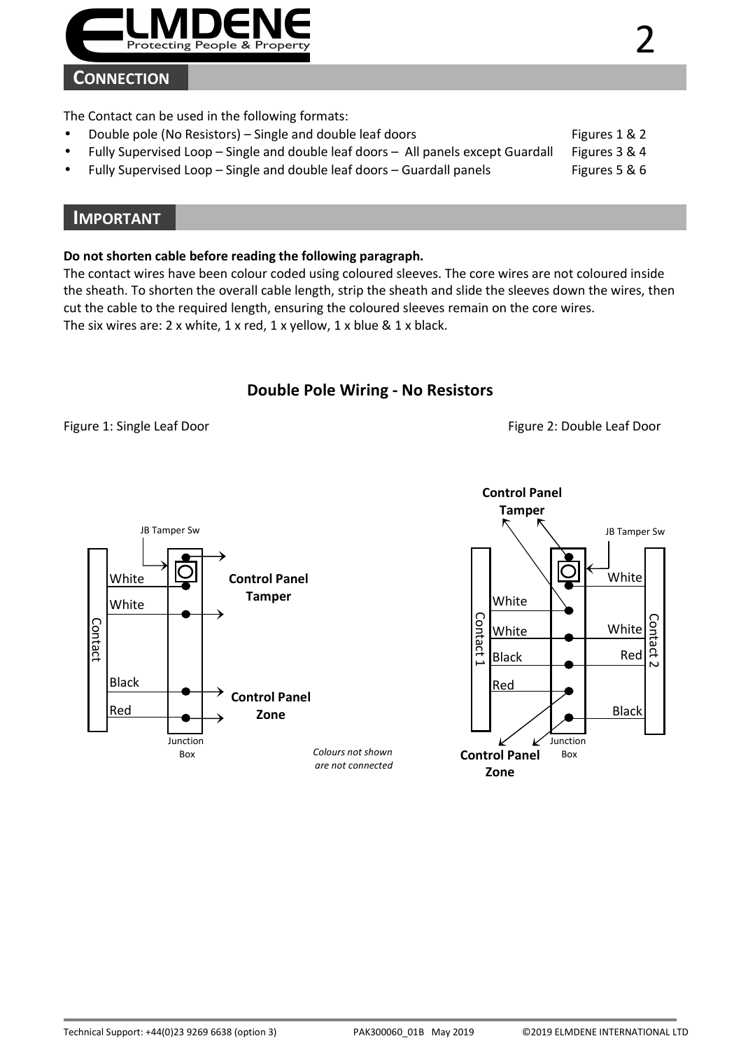## CONNECTION

The Contact can be used in the following formats:

- Double pole (No Resistors) – Single and double leaf doors — Figures 1 & 2
- Fully Supervised Loop – Single and double leaf doors – All panels except Guardall — Figures 3 & 4
- Fully Supervised Loop – Single and double leaf doors – Guardall panels — Figures 5 & 6

## IMPORTANT

**Do not shorten cable before reading the following paragraph.**

The contact wires have been colour coded using coloured sleeves. The core wires are not coloured inside the sheath. To shorten the overall cable length, strip the sheath and slide the sleeves down the wires, then cut the cable to the required length, ensuring the coloured sleeves remain on the core wires.

The six wires are: 2 x white, 1 x red, 1 x yellow, 1 x blue & 1 x black.

### Double Pole Wiring - No Resistors

Figure 1: Single Leaf Door

JB Tamper Sw

White

White

Contact

Black

Red

Junction Box

**Control Panel Tamper**

**Control Panel Zone**

*Colours not shown are not connected*

Figure 2: Double Leaf Door

**Control Panel Tamper**

JB Tamper Sw

Contact 1: White, White, Black, Red

Contact 2: White, White, Red, Black

Junction Box

**Control Panel Zone**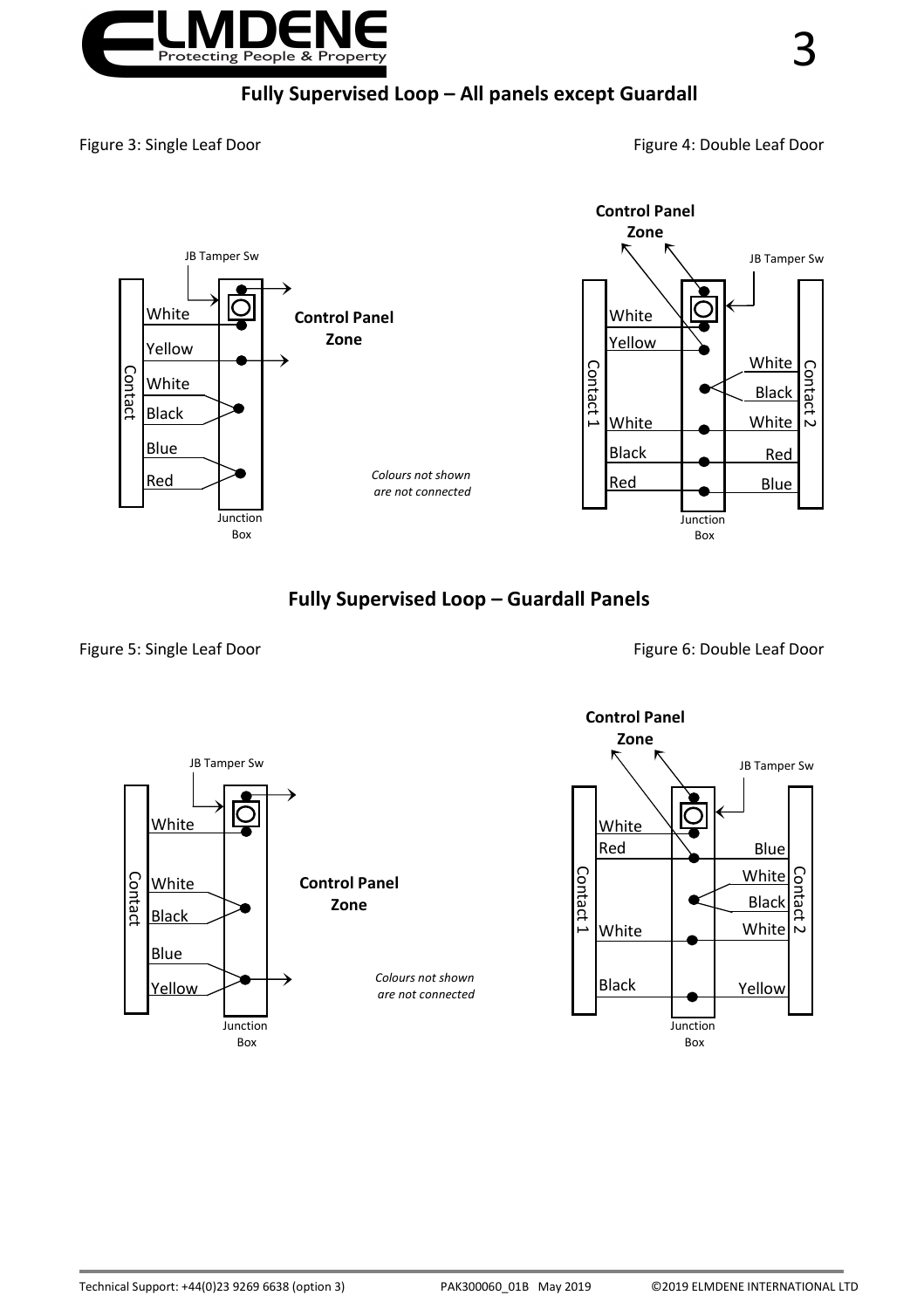## Fully Supervised Loop – All panels except Guardall

Figure 3: Single Leaf Door

JB Tamper Sw

Contact

White

Yellow

White

Black

Blue

Red

Junction Box

**Control Panel Zone**

*Colours not shown are not connected*

Figure 4: Double Leaf Door

**Control Panel Zone**

JB Tamper Sw

Contact 1

White

Yellow

White

Black

Red

Contact 2

White

Black

White

Red

Blue

Junction Box

## Fully Supervised Loop – Guardall Panels

Figure 5: Single Leaf Door

JB Tamper Sw

Contact

White

White

Black

Blue

Yellow

Junction Box

**Control Panel Zone**

*Colours not shown are not connected*

Figure 6: Double Leaf Door

**Control Panel Zone**

JB Tamper Sw

Contact 1

White

Red

White

Black

Contact 2

Blue

White

Black

White

Yellow

Junction Box

Technical Support: +44(0)23 9269 6638 (option 3) PAK300060_01B May 2019 ©2019 ELMDENE INTERNATIONAL LTD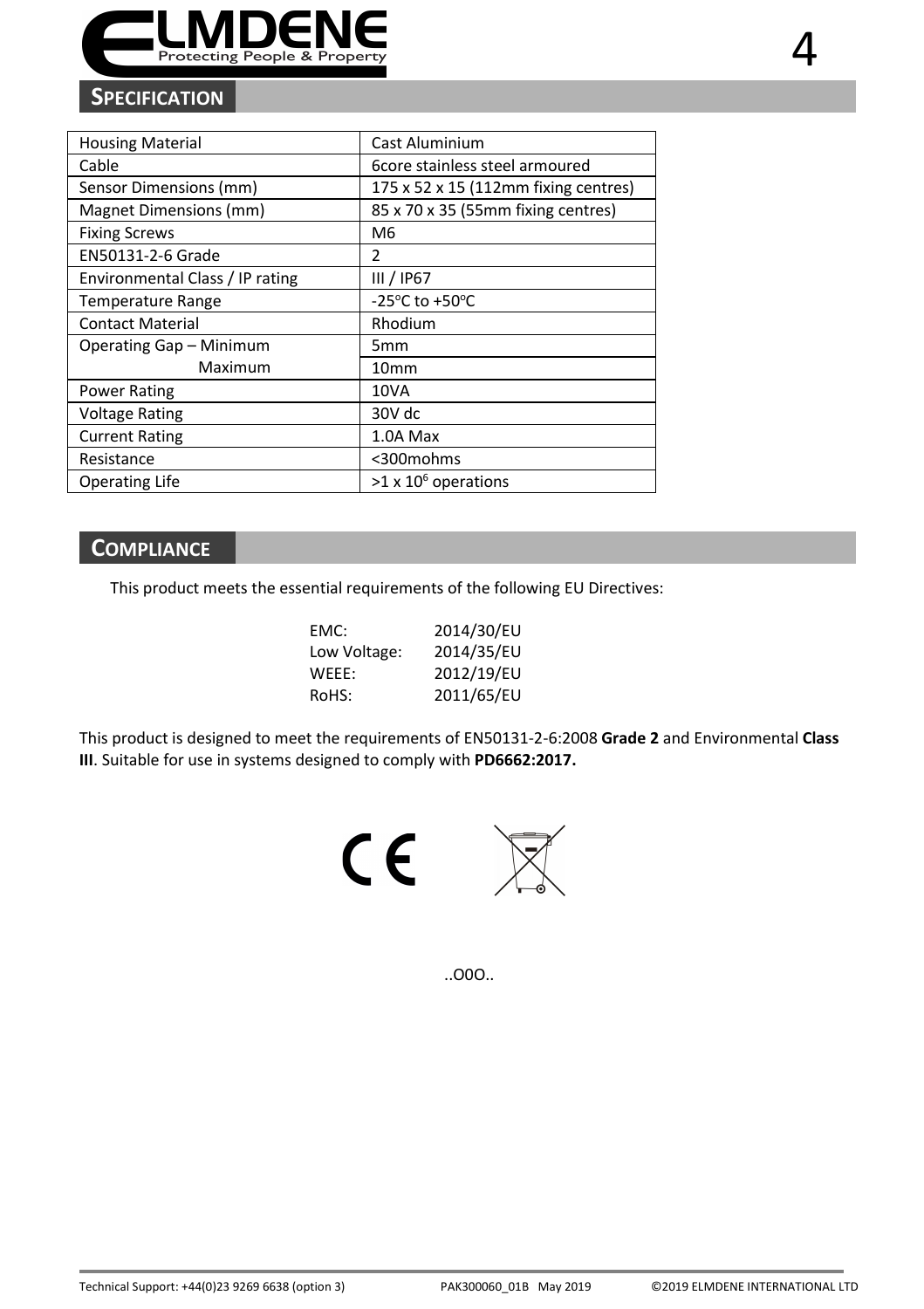## SPECIFICATION

| | |
|---|---|
| Housing Material | Cast Aluminium |
| Cable | 6core stainless steel armoured |
| Sensor Dimensions (mm) | 175 x 52 x 15 (112mm fixing centres) |
| Magnet Dimensions (mm) | 85 x 70 x 35 (55mm fixing centres) |
| Fixing Screws | M6 |
| EN50131-2-6 Grade | 2 |
| Environmental Class / IP rating | III / IP67 |
| Temperature Range | -25°C to +50°C |
| Contact Material | Rhodium |
| Operating Gap – Minimum | 5mm |
| Maximum | 10mm |
| Power Rating | 10VA |
| Voltage Rating | 30V dc |
| Current Rating | 1.0A Max |
| Resistance | <300mohms |
| Operating Life | >1 x $10^6$ operations |

## COMPLIANCE

This product meets the essential requirements of the following EU Directives:

| | |
|---|---|
| EMC: | 2014/30/EU |
| Low Voltage: | 2014/35/EU |
| WEEE: | 2012/19/EU |
| RoHS: | 2011/65/EU |

This product is designed to meet the requirements of EN50131-2-6:2008 **Grade 2** and Environmental **Class III**. Suitable for use in systems designed to comply with **PD6662:2017.**

..O0O..

Technical Support: +44(0)23 9269 6638 (option 3) PAK300060_01B May 2019 ©2019 ELMDENE INTERNATIONAL LTD